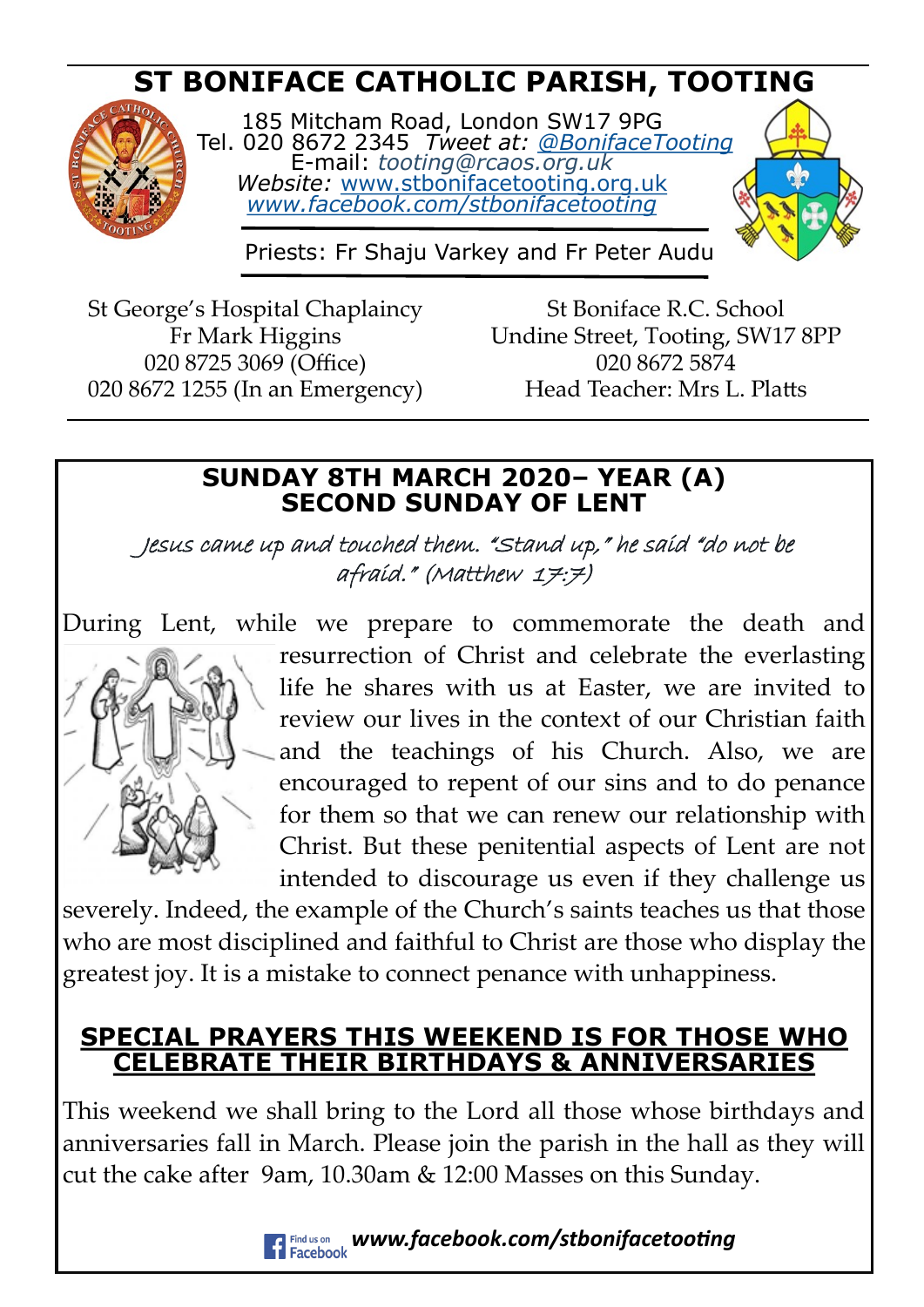# ST BONIFACE CATHOLIC PARISH, TOOTING

185 Mitcham Road, London SW17 9PG
Tel. 020 8672 2345 *Tweet at: @BonifaceTooting*
E-mail: *tooting@rcaos.org.uk*
*Website:* www.stbonifacetooting.org.uk
*www.facebook.com/stbonifacetooting*

Priests: Fr Shaju Varkey and Fr Peter Audu

St George's Hospital Chaplaincy
Fr Mark Higgins
020 8725 3069 (Office)
020 8672 1255 (In an Emergency)

St Boniface R.C. School
Undine Street, Tooting, SW17 8PP
020 8672 5874
Head Teacher: Mrs L. Platts

## SUNDAY 8TH MARCH 2020– YEAR (A)
## SECOND SUNDAY OF LENT

*Jesus came up and touched them. "Stand up," he said "do not be afraid." (Matthew 17:7)*

During Lent, while we prepare to commemorate the death and resurrection of Christ and celebrate the everlasting life he shares with us at Easter, we are invited to review our lives in the context of our Christian faith and the teachings of his Church. Also, we are encouraged to repent of our sins and to do penance for them so that we can renew our relationship with Christ. But these penitential aspects of Lent are not intended to discourage us even if they challenge us severely. Indeed, the example of the Church's saints teaches us that those who are most disciplined and faithful to Christ are those who display the greatest joy. It is a mistake to connect penance with unhappiness.

## SPECIAL PRAYERS THIS WEEKEND IS FOR THOSE WHO CELEBRATE THEIR BIRTHDAYS & ANNIVERSARIES

This weekend we shall bring to the Lord all those whose birthdays and anniversaries fall in March. Please join the parish in the hall as they will cut the cake after 9am, 10.30am & 12:00 Masses on this Sunday.

Find us on Facebook ***www.facebook.com/stbonifacetooting***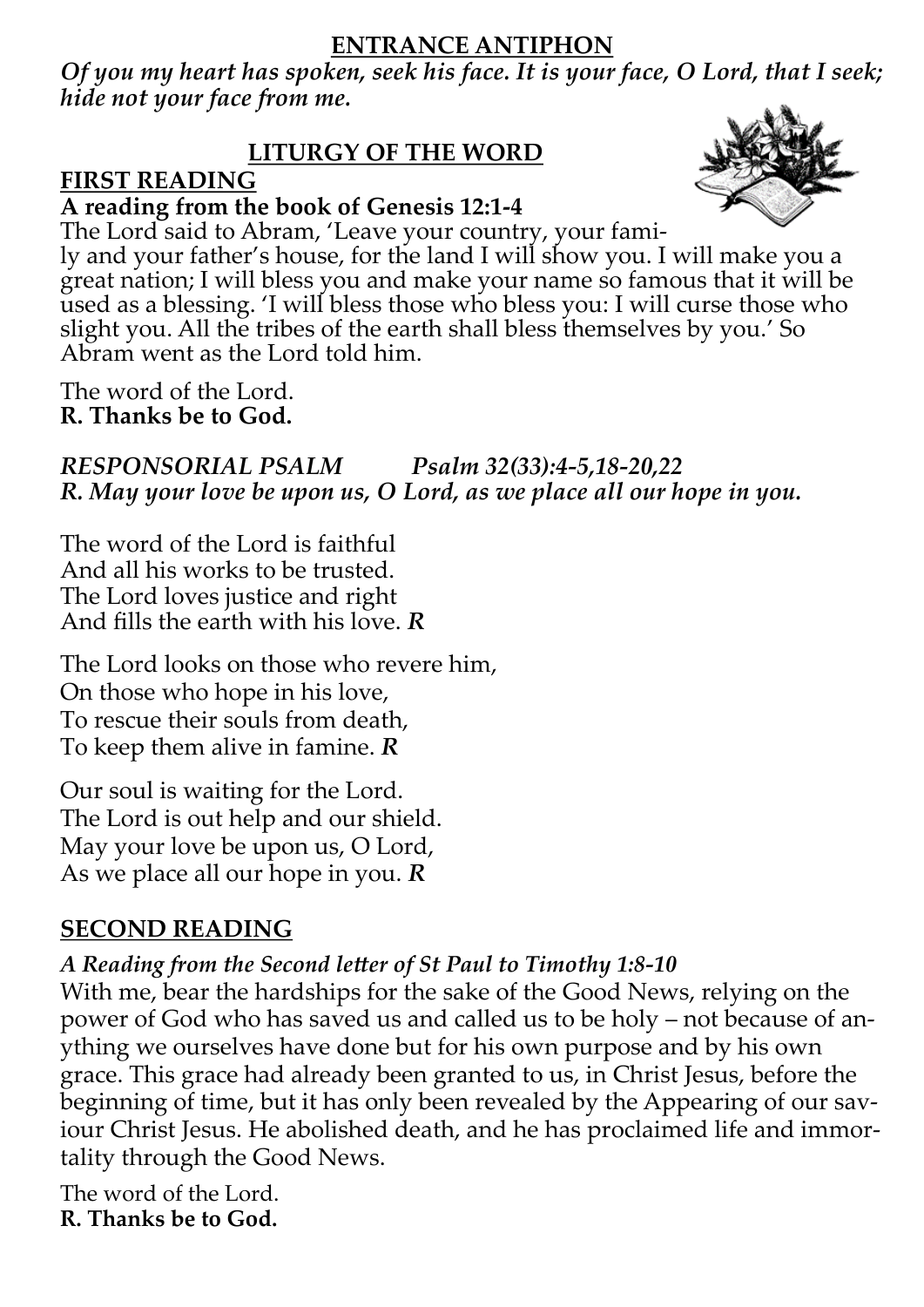## ENTRANCE ANTIPHON

***Of you my heart has spoken, seek his face. It is your face, O Lord, that I seek; hide not your face from me.***

## LITURGY OF THE WORD

### FIRST READING

**A reading from the book of Genesis 12:1-4**

The Lord said to Abram, 'Leave your country, your family and your father's house, for the land I will show you. I will make you a great nation; I will bless you and make your name so famous that it will be used as a blessing. 'I will bless those who bless you: I will curse those who slight you. All the tribes of the earth shall bless themselves by you.' So Abram went as the Lord told him.

The word of the Lord.
**R. Thanks be to God.**

***RESPONSORIAL PSALM Psalm 32(33):4-5,18-20,22***
***R. May your love be upon us, O Lord, as we place all our hope in you.***

The word of the Lord is faithful
And all his works to be trusted.
The Lord loves justice and right
And fills the earth with his love. ***R***

The Lord looks on those who revere him,
On those who hope in his love,
To rescue their souls from death,
To keep them alive in famine. ***R***

Our soul is waiting for the Lord.
The Lord is out help and our shield.
May your love be upon us, O Lord,
As we place all our hope in you. ***R***

### SECOND READING

***A Reading from the Second letter of St Paul to Timothy 1:8-10***

With me, bear the hardships for the sake of the Good News, relying on the power of God who has saved us and called us to be holy – not because of anything we ourselves have done but for his own purpose and by his own grace. This grace had already been granted to us, in Christ Jesus, before the beginning of time, but it has only been revealed by the Appearing of our saviour Christ Jesus. He abolished death, and he has proclaimed life and immortality through the Good News.

The word of the Lord.
**R. Thanks be to God.**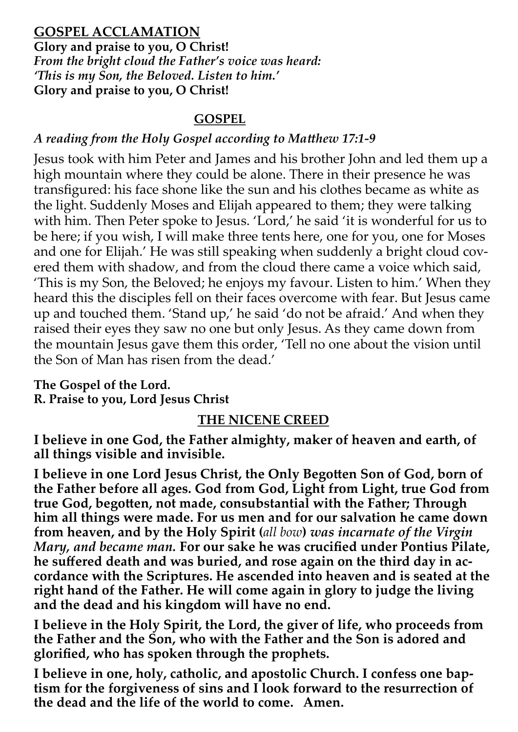## GOSPEL ACCLAMATION

**Glory and praise to you, O Christ!**
***From the bright cloud the Father's voice was heard:***
***'This is my Son, the Beloved. Listen to him.'***
**Glory and praise to you, O Christ!**

## GOSPEL

*A reading from the Holy Gospel according to Matthew 17:1-9*

Jesus took with him Peter and James and his brother John and led them up a high mountain where they could be alone. There in their presence he was transfigured: his face shone like the sun and his clothes became as white as the light. Suddenly Moses and Elijah appeared to them; they were talking with him. Then Peter spoke to Jesus. 'Lord,' he said 'it is wonderful for us to be here; if you wish, I will make three tents here, one for you, one for Moses and one for Elijah.' He was still speaking when suddenly a bright cloud covered them with shadow, and from the cloud there came a voice which said, 'This is my Son, the Beloved; he enjoys my favour. Listen to him.' When they heard this the disciples fell on their faces overcome with fear. But Jesus came up and touched them. 'Stand up,' he said 'do not be afraid.' And when they raised their eyes they saw no one but only Jesus. As they came down from the mountain Jesus gave them this order, 'Tell no one about the vision until the Son of Man has risen from the dead.'

**The Gospel of the Lord.**
**R. Praise to you, Lord Jesus Christ**

## THE NICENE CREED

**I believe in one God, the Father almighty, maker of heaven and earth, of all things visible and invisible.**

**I believe in one Lord Jesus Christ, the Only Begotten Son of God, born of the Father before all ages. God from God, Light from Light, true God from true God, begotten, not made, consubstantial with the Father; Through him all things were made. For us men and for our salvation he came down from heaven, and by the Holy Spirit (*all bow*) *was incarnate of the Virgin Mary, and became man.* For our sake he was crucified under Pontius Pilate, he suffered death and was buried, and rose again on the third day in accordance with the Scriptures. He ascended into heaven and is seated at the right hand of the Father. He will come again in glory to judge the living and the dead and his kingdom will have no end.**

**I believe in the Holy Spirit, the Lord, the giver of life, who proceeds from the Father and the Son, who with the Father and the Son is adored and glorified, who has spoken through the prophets.**

**I believe in one, holy, catholic, and apostolic Church. I confess one baptism for the forgiveness of sins and I look forward to the resurrection of the dead and the life of the world to come. Amen.**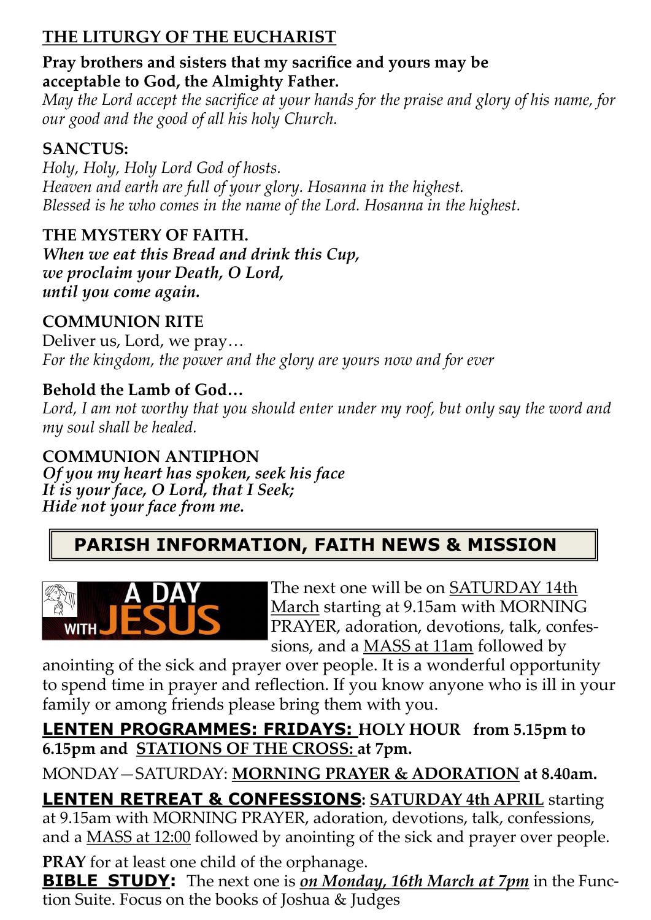## THE LITURGY OF THE EUCHARIST

**Pray brothers and sisters that my sacrifice and yours may be acceptable to God, the Almighty Father.**
*May the Lord accept the sacrifice at your hands for the praise and glory of his name, for our good and the good of all his holy Church.*

**SANCTUS:**
*Holy, Holy, Holy Lord God of hosts.*
*Heaven and earth are full of your glory. Hosanna in the highest.*
*Blessed is he who comes in the name of the Lord. Hosanna in the highest.*

**THE MYSTERY OF FAITH.**
***When we eat this Bread and drink this Cup,***
***we proclaim your Death, O Lord,***
***until you come again.***

**COMMUNION RITE**
Deliver us, Lord, we pray…
*For the kingdom, the power and the glory are yours now and for ever*

**Behold the Lamb of God…**
*Lord, I am not worthy that you should enter under my roof, but only say the word and my soul shall be healed.*

**COMMUNION ANTIPHON**
***Of you my heart has spoken, seek his face***
***It is your face, O Lord, that I Seek;***
***Hide not your face from me.***

## PARISH INFORMATION, FAITH NEWS & MISSION

**A DAY WITH JESUS**

The next one will be on SATURDAY 14th March starting at 9.15am with MORNING PRAYER, adoration, devotions, talk, confessions, and a MASS at 11am followed by anointing of the sick and prayer over people. It is a wonderful opportunity to spend time in prayer and reflection. If you know anyone who is ill in your family or among friends please bring them with you.

**LENTEN PROGRAMMES: FRIDAYS: HOLY HOUR from 5.15pm to 6.15pm and STATIONS OF THE CROSS: at 7pm.**

MONDAY—SATURDAY: **MORNING PRAYER & ADORATION at 8.40am.**

**LENTEN RETREAT & CONFESSIONS: SATURDAY 4th APRIL** starting at 9.15am with MORNING PRAYER, adoration, devotions, talk, confessions, and a MASS at 12:00 followed by anointing of the sick and prayer over people.

**PRAY** for at least one child of the orphanage.

**BIBLE STUDY:** The next one is ***on Monday, 16th March at 7pm*** in the Function Suite. Focus on the books of Joshua & Judges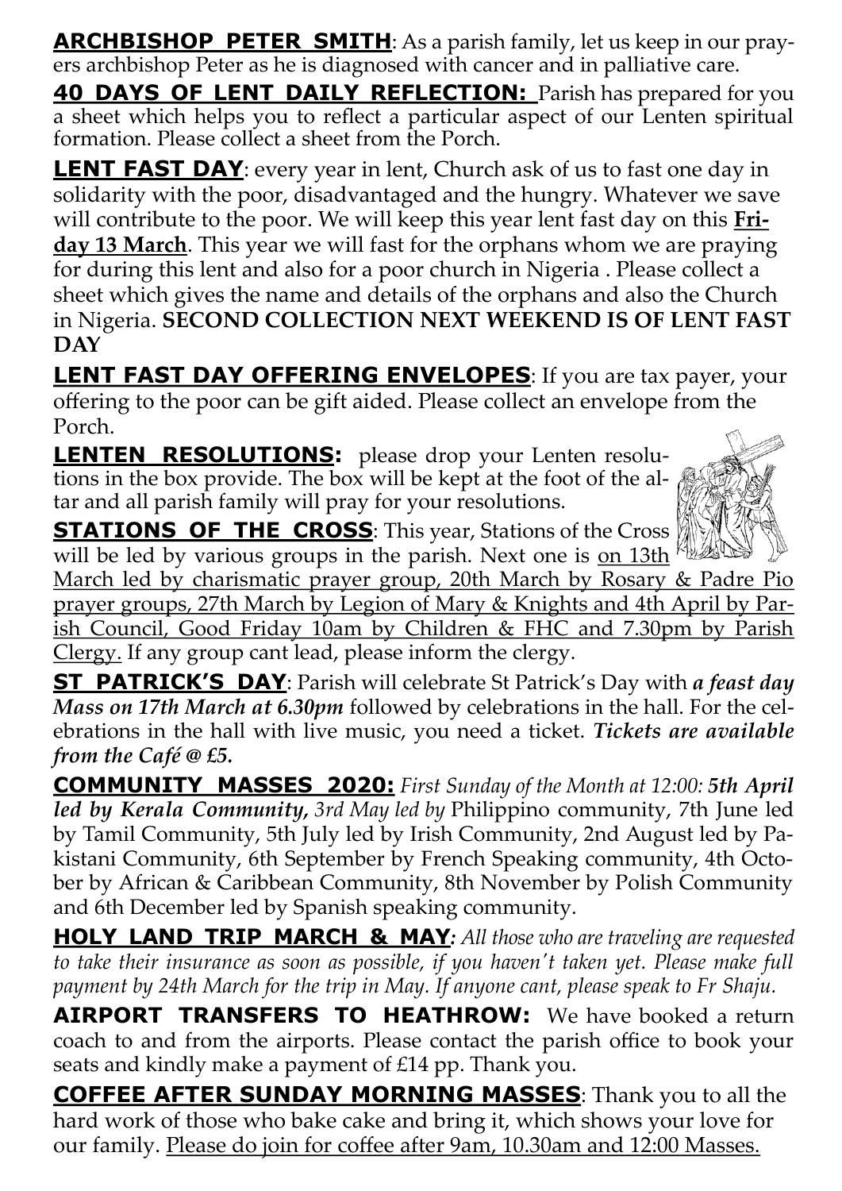**ARCHBISHOP PETER SMITH**: As a parish family, let us keep in our prayers archbishop Peter as he is diagnosed with cancer and in palliative care.

**40 DAYS OF LENT DAILY REFLECTION:** Parish has prepared for you a sheet which helps you to reflect a particular aspect of our Lenten spiritual formation. Please collect a sheet from the Porch.

**LENT FAST DAY**: every year in lent, Church ask of us to fast one day in solidarity with the poor, disadvantaged and the hungry. Whatever we save will contribute to the poor. We will keep this year lent fast day on this **Friday 13 March**. This year we will fast for the orphans whom we are praying for during this lent and also for a poor church in Nigeria . Please collect a sheet which gives the name and details of the orphans and also the Church in Nigeria. **SECOND COLLECTION NEXT WEEKEND IS OF LENT FAST DAY**

**LENT FAST DAY OFFERING ENVELOPES**: If you are tax payer, your offering to the poor can be gift aided. Please collect an envelope from the Porch.

**LENTEN RESOLUTIONS:** please drop your Lenten resolutions in the box provide. The box will be kept at the foot of the altar and all parish family will pray for your resolutions.

**STATIONS OF THE CROSS**: This year, Stations of the Cross will be led by various groups in the parish. Next one is on 13th March led by charismatic prayer group, 20th March by Rosary & Padre Pio prayer groups, 27th March by Legion of Mary & Knights and 4th April by Parish Council, Good Friday 10am by Children & FHC and 7.30pm by Parish Clergy. If any group cant lead, please inform the clergy.

**ST PATRICK'S DAY**: Parish will celebrate St Patrick's Day with ***a feast day Mass on 17th March at 6.30pm*** followed by celebrations in the hall. For the celebrations in the hall with live music, you need a ticket. ***Tickets are available from the Café @ £5.***

**COMMUNITY MASSES 2020:** *First Sunday of the Month at 12:00: **5th April led by Kerala Community**, 3rd May led by* Philippino community, 7th June led by Tamil Community, 5th July led by Irish Community, 2nd August led by Pakistani Community, 6th September by French Speaking community, 4th October by African & Caribbean Community, 8th November by Polish Community and 6th December led by Spanish speaking community.

**HOLY LAND TRIP MARCH & MAY***: All those who are traveling are requested to take their insurance as soon as possible, if you haven't taken yet. Please make full payment by 24th March for the trip in May. If anyone cant, please speak to Fr Shaju.*

**AIRPORT TRANSFERS TO HEATHROW:** We have booked a return coach to and from the airports. Please contact the parish office to book your seats and kindly make a payment of £14 pp. Thank you.

**COFFEE AFTER SUNDAY MORNING MASSES**: Thank you to all the hard work of those who bake cake and bring it, which shows your love for our family. Please do join for coffee after 9am, 10.30am and 12:00 Masses.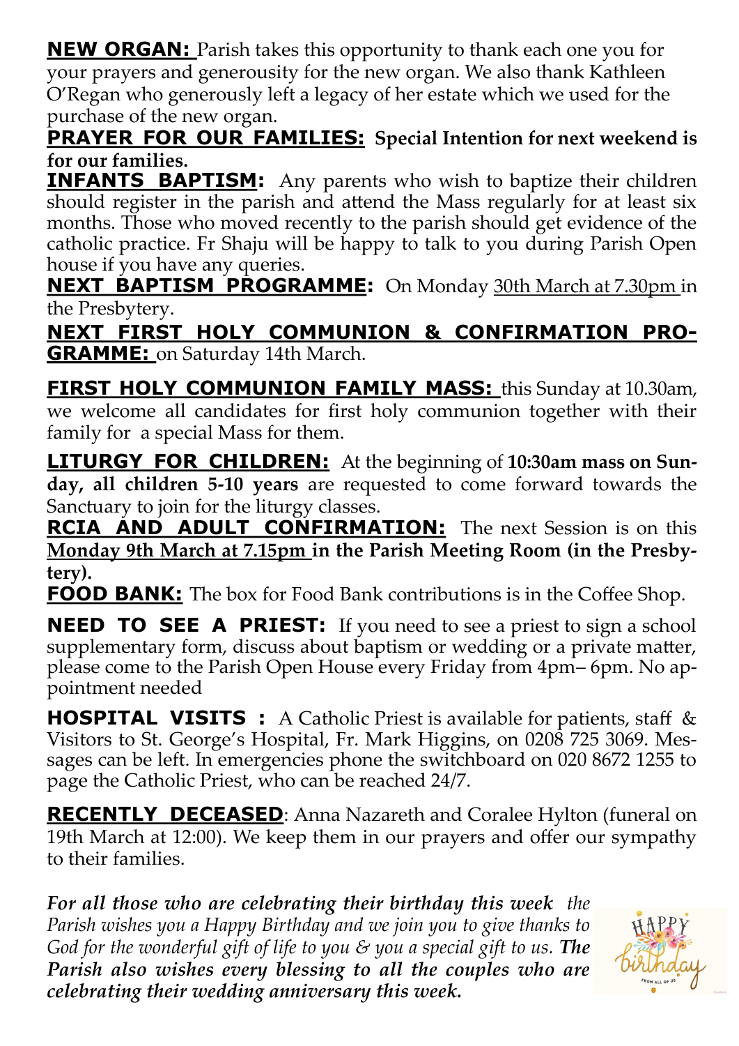**NEW ORGAN:** Parish takes this opportunity to thank each one you for your prayers and generousity for the new organ. We also thank Kathleen O'Regan who generously left a legacy of her estate which we used for the purchase of the new organ.

**PRAYER FOR OUR FAMILIES:** **Special Intention for next weekend is for our families.**

**INFANTS BAPTISM:** Any parents who wish to baptize their children should register in the parish and attend the Mass regularly for at least six months. Those who moved recently to the parish should get evidence of the catholic practice. Fr Shaju will be happy to talk to you during Parish Open house if you have any queries.

**NEXT BAPTISM PROGRAMME:** On Monday 30th March at 7.30pm in the Presbytery.

**NEXT FIRST HOLY COMMUNION & CONFIRMATION PROGRAMME:** on Saturday 14th March.

**FIRST HOLY COMMUNION FAMILY MASS:** this Sunday at 10.30am, we welcome all candidates for first holy communion together with their family for a special Mass for them.

**LITURGY FOR CHILDREN:** At the beginning of **10:30am mass on Sunday, all children 5-10 years** are requested to come forward towards the Sanctuary to join for the liturgy classes.

**RCIA AND ADULT CONFIRMATION:** The next Session is on this **Monday 9th March at 7.15pm in the Parish Meeting Room (in the Presbytery).**

**FOOD BANK:** The box for Food Bank contributions is in the Coffee Shop.

**NEED TO SEE A PRIEST:** If you need to see a priest to sign a school supplementary form, discuss about baptism or wedding or a private matter, please come to the Parish Open House every Friday from 4pm– 6pm. No appointment needed

**HOSPITAL VISITS :** A Catholic Priest is available for patients, staff & Visitors to St. George's Hospital, Fr. Mark Higgins, on 0208 725 3069. Messages can be left. In emergencies phone the switchboard on 020 8672 1255 to page the Catholic Priest, who can be reached 24/7.

**RECENTLY DECEASED**: Anna Nazareth and Coralee Hylton (funeral on 19th March at 12:00). We keep them in our prayers and offer our sympathy to their families.

***For all those who are celebrating their birthday this week*** *the Parish wishes you a Happy Birthday and we join you to give thanks to God for the wonderful gift of life to you & you a special gift to us.* ***The Parish also wishes every blessing to all the couples who are celebrating their wedding anniversary this week.***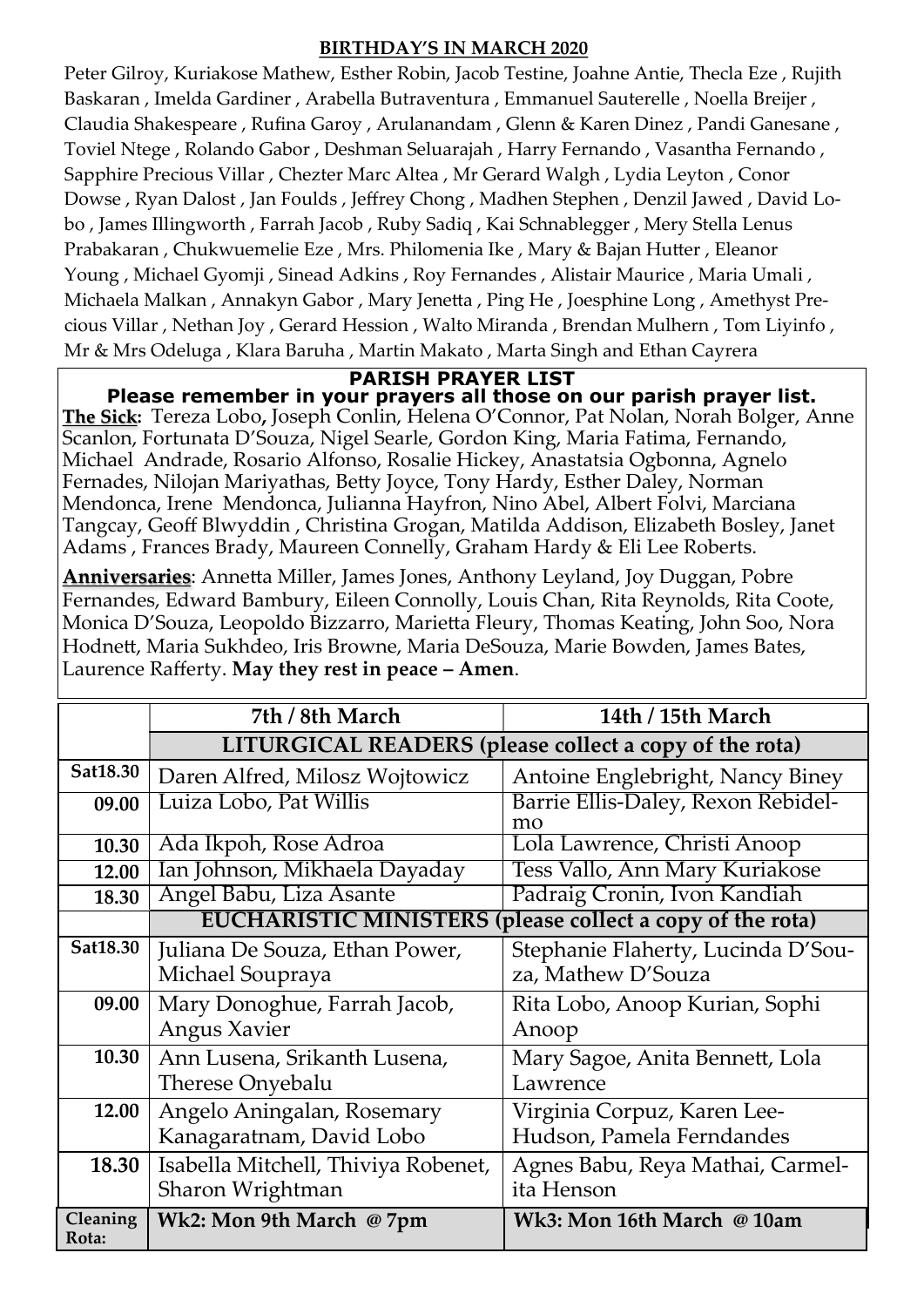**BIRTHDAY'S IN MARCH 2020**

Peter Gilroy, Kuriakose Mathew, Esther Robin, Jacob Testine, Joahne Antie, Thecla Eze , Rujith Baskaran , Imelda Gardiner , Arabella Butraventura , Emmanuel Sauterelle , Noella Breijer , Claudia Shakespeare , Rufina Garoy , Arulanandam , Glenn & Karen Dinez , Pandi Ganesane , Toviel Ntege , Rolando Gabor , Deshman Seluarajah , Harry Fernando , Vasantha Fernando , Sapphire Precious Villar , Chezter Marc Altea , Mr Gerard Walgh , Lydia Leyton , Conor Dowse , Ryan Dalost , Jan Foulds , Jeffrey Chong , Madhen Stephen , Denzil Jawed , David Lobo , James Illingworth , Farrah Jacob , Ruby Sadiq , Kai Schnablegger , Mery Stella Lenus Prabakaran , Chukwuemelie Eze , Mrs. Philomenia Ike , Mary & Bajan Hutter , Eleanor Young , Michael Gyomji , Sinead Adkins , Roy Fernandes , Alistair Maurice , Maria Umali , Michaela Malkan , Annakyn Gabor , Mary Jenetta , Ping He , Joesphine Long , Amethyst Precious Villar , Nethan Joy , Gerard Hession , Walto Miranda , Brendan Mulhern , Tom Liyinfo , Mr & Mrs Odeluga , Klara Baruha , Martin Makato , Marta Singh and Ethan Cayrera

**PARISH PRAYER LIST**

**Please remember in your prayers all those on our parish prayer list.**

**The Sick:** Tereza Lobo**,** Joseph Conlin, Helena O'Connor, Pat Nolan, Norah Bolger, Anne Scanlon, Fortunata D'Souza, Nigel Searle, Gordon King, Maria Fatima, Fernando, Michael Andrade, Rosario Alfonso, Rosalie Hickey, Anastatsia Ogbonna, Agnelo Fernades, Nilojan Mariyathas, Betty Joyce, Tony Hardy, Esther Daley, Norman Mendonca, Irene Mendonca, Julianna Hayfron, Nino Abel, Albert Folvi, Marciana Tangcay, Geoff Blwyddin , Christina Grogan, Matilda Addison, Elizabeth Bosley, Janet Adams , Frances Brady, Maureen Connelly, Graham Hardy & Eli Lee Roberts.

**Anniversaries**: Annetta Miller, James Jones, Anthony Leyland, Joy Duggan, Pobre Fernandes, Edward Bambury, Eileen Connolly, Louis Chan, Rita Reynolds, Rita Coote, Monica D'Souza, Leopoldo Bizzarro, Marietta Fleury, Thomas Keating, John Soo, Nora Hodnett, Maria Sukhdeo, Iris Browne, Maria DeSouza, Marie Bowden, James Bates, Laurence Rafferty. **May they rest in peace – Amen**.

| | 7th / 8th March | 14th / 15th March |
|---|---|---|
| | **LITURGICAL READERS (please collect a copy of the rota)** | |
| **Sat18.30** | Daren Alfred, Milosz Wojtowicz | Antoine Englebright, Nancy Biney |
| **09.00** | Luiza Lobo, Pat Willis | Barrie Ellis-Daley, Rexon Rebidelmo |
| **10.30** | Ada Ikpoh, Rose Adroa | Lola Lawrence, Christi Anoop |
| **12.00** | Ian Johnson, Mikhaela Dayaday | Tess Vallo, Ann Mary Kuriakose |
| **18.30** | Angel Babu, Liza Asante | Padraig Cronin, Ivon Kandiah |
| | **EUCHARISTIC MINISTERS (please collect a copy of the rota)** | |
| **Sat18.30** | Juliana De Souza, Ethan Power, Michael Soupraya | Stephanie Flaherty, Lucinda D'Souza, Mathew D'Souza |
| **09.00** | Mary Donoghue, Farrah Jacob, Angus Xavier | Rita Lobo, Anoop Kurian, Sophi Anoop |
| **10.30** | Ann Lusena, Srikanth Lusena, Therese Onyebalu | Mary Sagoe, Anita Bennett, Lola Lawrence |
| **12.00** | Angelo Aningalan, Rosemary Kanagaratnam, David Lobo | Virginia Corpuz, Karen Lee-Hudson, Pamela Ferndandes |
| **18.30** | Isabella Mitchell, Thiviya Robenet, Sharon Wrightman | Agnes Babu, Reya Mathai, Carmelita Henson |
| **Cleaning Rota:** | **Wk2: Mon 9th March @ 7pm** | **Wk3: Mon 16th March @ 10am** |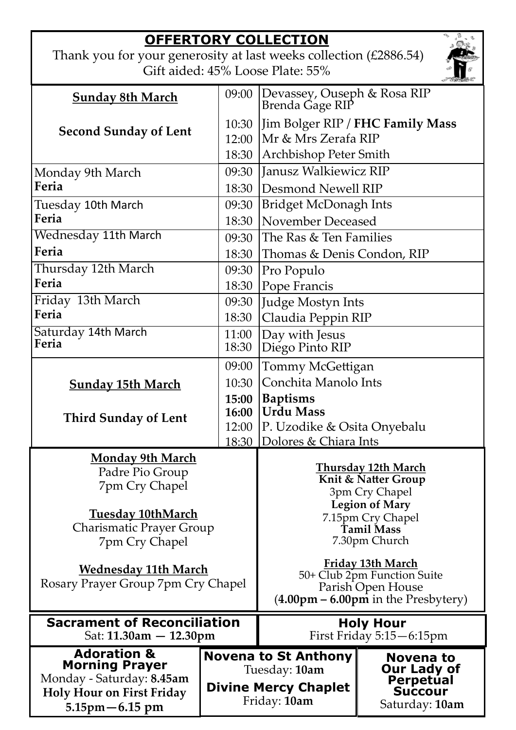## OFFERTORY COLLECTION

Thank you for your generosity at last weeks collection (£2886.54)
Gift aided: 45% Loose Plate: 55%

| | | |
|---|---|---|
| **Sunday 8th March** / **Second Sunday of Lent** | 09:00 | Devassey, Ouseph & Rosa RIP / Brenda Gage RIP |
| | 10:30 | Jim Bolger RIP / **FHC Family Mass** |
| | 12:00 | Mr & Mrs Zerafa RIP |
| | 18:30 | Archbishop Peter Smith |
| Monday 9th March **Feria** | 09:30 | Janusz Walkiewicz RIP |
| | 18:30 | Desmond Newell RIP |
| Tuesday 10th March **Feria** | 09:30 | Bridget McDonagh Ints |
| | 18:30 | November Deceased |
| Wednesday 11th March **Feria** | 09:30 | The Ras & Ten Families |
| | 18:30 | Thomas & Denis Condon, RIP |
| Thursday 12th March **Feria** | 09:30 | Pro Populo |
| | 18:30 | Pope Francis |
| Friday 13th March **Feria** | 09:30 | Judge Mostyn Ints |
| | 18:30 | Claudia Peppin RIP |
| Saturday 14th March **Feria** | 11:00 | Day with Jesus |
| | 18:30 | Diego Pinto RIP |
| **Sunday 15th March** / **Third Sunday of Lent** | 09:00 | Tommy McGettigan |
| | 10:30 | Conchita Manolo Ints |
| | **15:00** | **Baptisms** |
| | **16:00** | **Urdu Mass** |
| | 12:00 | P. Uzodike & Osita Onyebalu |
| | 18:30 | Dolores & Chiara Ints |

**Monday 9th March**
Padre Pio Group
7pm Cry Chapel

**Tuesday 10thMarch**
Charismatic Prayer Group
7pm Cry Chapel

**Wednesday 11th March**
Rosary Prayer Group 7pm Cry Chapel

**Thursday 12th March**
**Knit & Natter Group**
3pm Cry Chapel
**Legion of Mary**
7.15pm Cry Chapel
**Tamil Mass**
7.30pm Church

**Friday 13th March**
50+ Club 2pm Function Suite
Parish Open House
(**4.00pm – 6.00pm** in the Presbytery)

**Sacrament of Reconciliation**
Sat: **11.30am — 12.30pm**

**Holy Hour**
First Friday 5:15—6:15pm

**Adoration & Morning Prayer**
Monday - Saturday: **8.45am**
**Holy Hour on First Friday**
**5.15pm—6.15 pm**

**Novena to St Anthony**
Tuesday: **10am**

**Divine Mercy Chaplet**
Friday: **10am**

**Novena to Our Lady of Perpetual Succour**
Saturday: **10am**